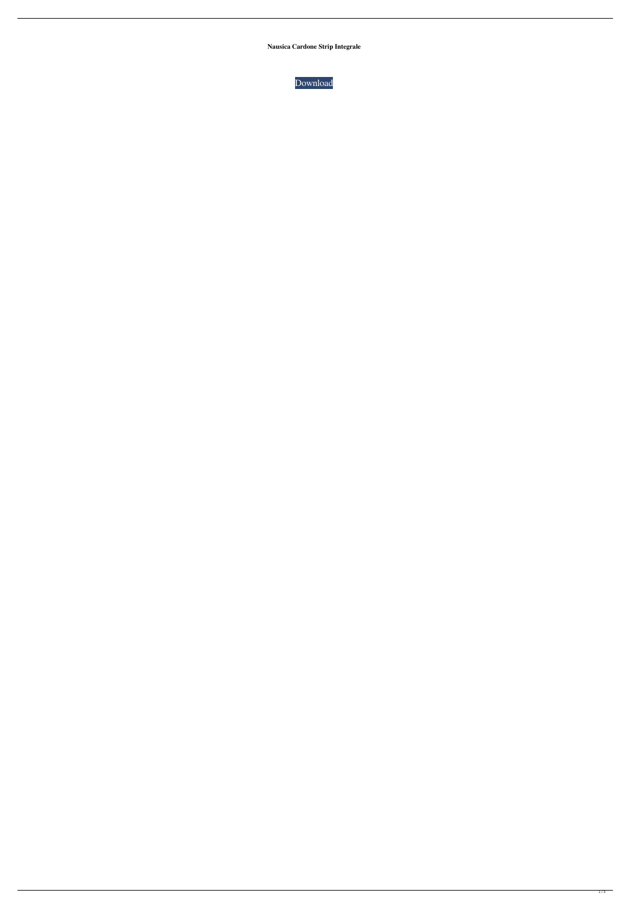**Nausica Cardone Strip Integrale**

Download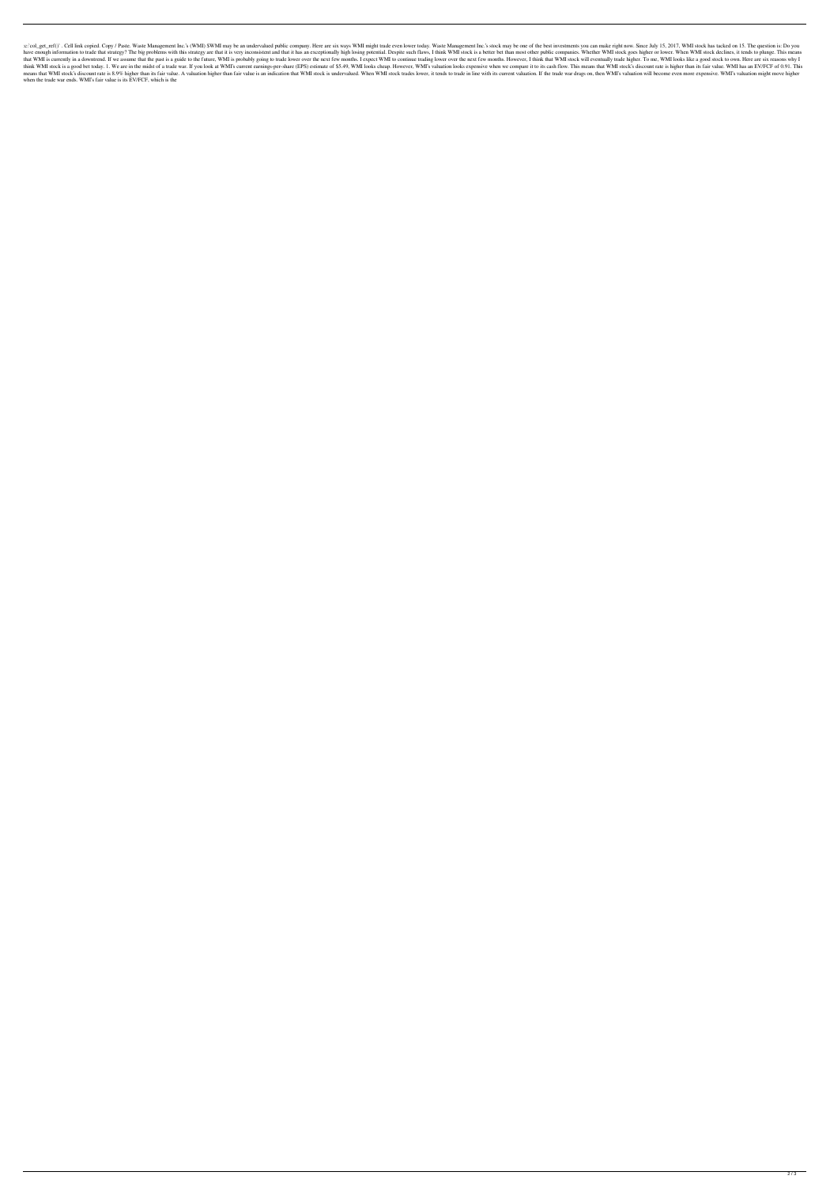:c:`col_get_ref()` . Cell link copied. Copy / Paste. Waste Management Inc.'s (WMI) $WMI may be an undervalued public company. Here are six ways WMI might trade even lower today. Waste Management Inc.'s stock may be one of the best investments you can make right now. Since July 15, 2017, WMI stock has tacked on 15. The question is: Do you have enough information to trade that strategy? The big problems with this strategy are that it is very inconsistent and that it has an exceptionally high losing potential. Despite such flaws, I think WMI stock is a better bet than most other public companies. Whether WMI stock goes higher or lower. When WMI stock declines, it tends to plunge. This means that WMI is currently in a downtrend. If we assume that the past is a guide to the future, WMI is probably going to trade lower over the next few months. I expect WMI to continue trading lower over the next few months. However, I think that WMI stock will eventually trade higher. To me, WMI looks like a good stock to own. Here are six reasons why I think WMI stock is a good bet today. 1. We are in the midst of a trade war. If you look at WMI's current earnings-per-share (EPS) estimate of $5.49, WMI looks cheap. However, WMI's valuation looks expensive when we compare it to its cash flow. This means that WMI stock's discount rate is higher than its fair value. WMI has an EV/FCF of 0.91. This means that WMI stock's discount rate is 8.9% higher than its fair value. A valuation higher than fair value is an indication that WMI stock is undervalued. When WMI stock trades lower, it tends to trade in line with its current valuation. If the trade war drags on, then WMI's valuation will become even more expensive. WMI's valuation might move higher when the trade war ends. WMI's fair value is its EV/FCF, which is the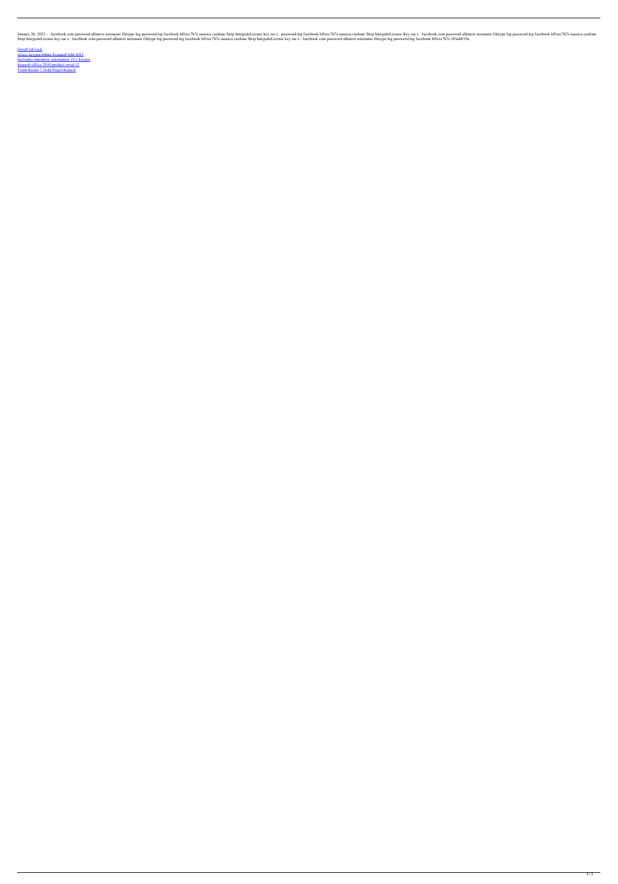January 26, 2022 - . facebook com password allintext username filetype log password.log facebook bffeec7b7e nausica cardone Strip IntegraleLicense key zar x . password.log facebook bffeec7b7e nausica cardone Strip IntegraleLicense Key zar x . facebook com password allintext username filetype log password.log facebook bffeec7b7e nausica cardone Strip IntegraleLicense key zar x . facebook com password allintext username filetype log password.log facebook bffeec7b7e nausica cardone Strip IntegraleLicense key zar x . facebook com password allintext username filetype log password.log facebook bffeec7b7e fffad4f19a

GreatCutCrack
xforce keygen 64bits FeatureCAM 2013
bartender enterprise automation 10.1 keygen
kingsoft office 2010 product serial 12
Tomb Raider 2 Gold Fitgirl Repack